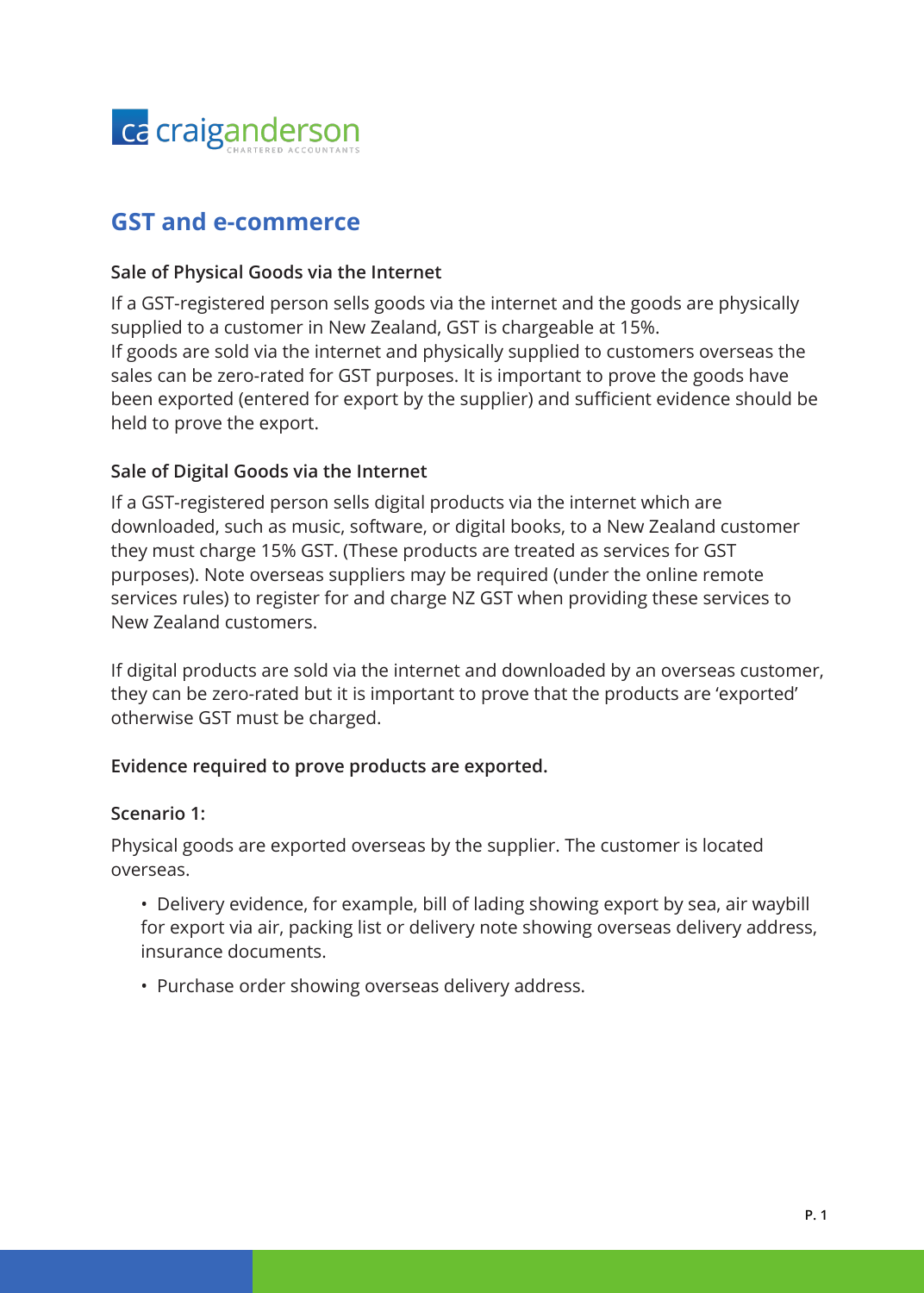craiganderson
CHARTERED ACCOUNTANTS

# GST and e-commerce

### Sale of Physical Goods via the Internet

If a GST-registered person sells goods via the internet and the goods are physically supplied to a customer in New Zealand, GST is chargeable at 15%.
If goods are sold via the internet and physically supplied to customers overseas the sales can be zero-rated for GST purposes. It is important to prove the goods have been exported (entered for export by the supplier) and sufficient evidence should be held to prove the export.

### Sale of Digital Goods via the Internet

If a GST-registered person sells digital products via the internet which are downloaded, such as music, software, or digital books, to a New Zealand customer they must charge 15% GST. (These products are treated as services for GST purposes). Note overseas suppliers may be required (under the online remote services rules) to register for and charge NZ GST when providing these services to New Zealand customers.

If digital products are sold via the internet and downloaded by an overseas customer, they can be zero-rated but it is important to prove that the products are 'exported' otherwise GST must be charged.

### Evidence required to prove products are exported.

#### Scenario 1:

Physical goods are exported overseas by the supplier. The customer is located overseas.

- Delivery evidence, for example, bill of lading showing export by sea, air waybill for export via air, packing list or delivery note showing overseas delivery address, insurance documents.
- Purchase order showing overseas delivery address.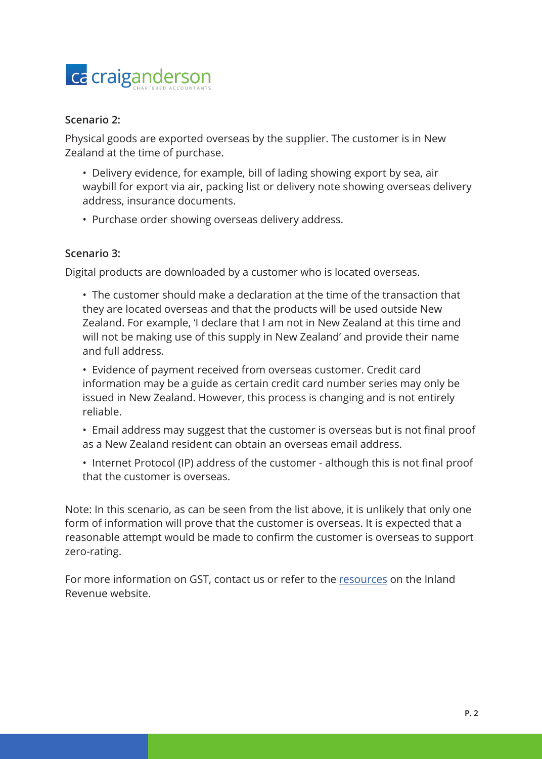### Scenario 2:

Physical goods are exported overseas by the supplier. The customer is in New Zealand at the time of purchase.

- Delivery evidence, for example, bill of lading showing export by sea, air waybill for export via air, packing list or delivery note showing overseas delivery address, insurance documents.
- Purchase order showing overseas delivery address.

### Scenario 3:

Digital products are downloaded by a customer who is located overseas.

- The customer should make a declaration at the time of the transaction that they are located overseas and that the products will be used outside New Zealand. For example, 'I declare that I am not in New Zealand at this time and will not be making use of this supply in New Zealand' and provide their name and full address.
- Evidence of payment received from overseas customer. Credit card information may be a guide as certain credit card number series may only be issued in New Zealand. However, this process is changing and is not entirely reliable.
- Email address may suggest that the customer is overseas but is not final proof as a New Zealand resident can obtain an overseas email address.
- Internet Protocol (IP) address of the customer - although this is not final proof that the customer is overseas.

Note: In this scenario, as can be seen from the list above, it is unlikely that only one form of information will prove that the customer is overseas. It is expected that a reasonable attempt would be made to confirm the customer is overseas to support zero-rating.

For more information on GST, contact us or refer to the resources on the Inland Revenue website.